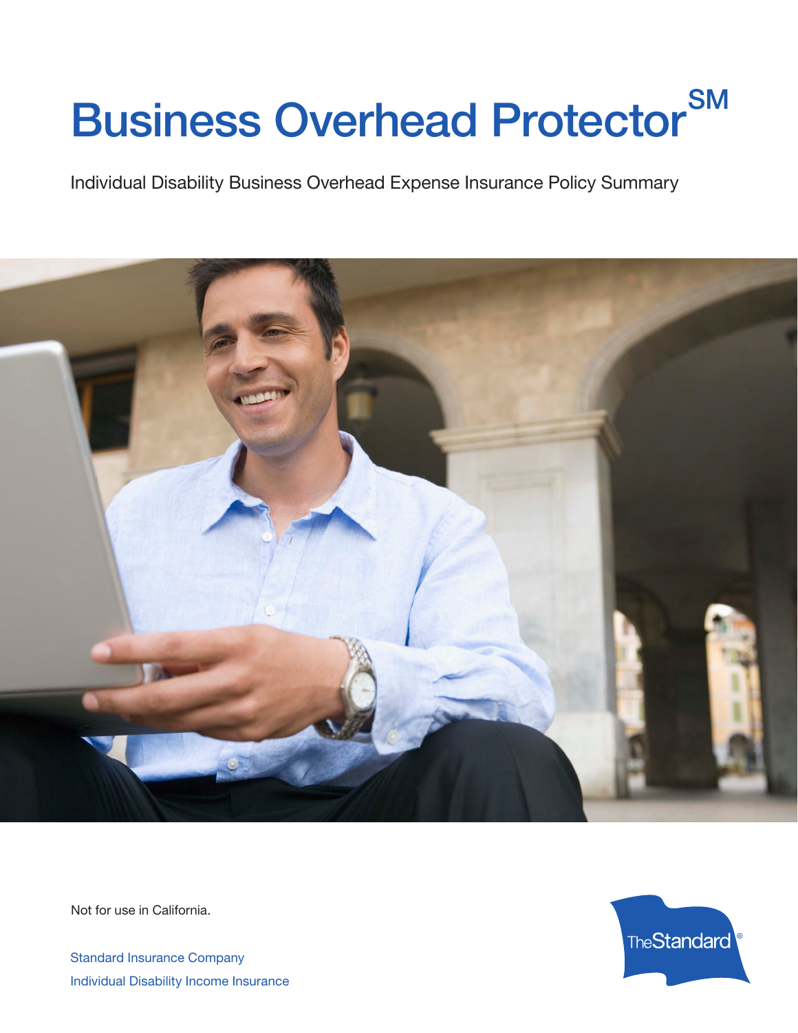# Business Overhead Protector[SM]

Individual Disability Business Overhead Expense Insurance Policy Summary

Not for use in California.

Standard Insurance Company
Individual Disability Income Insurance

The Standard®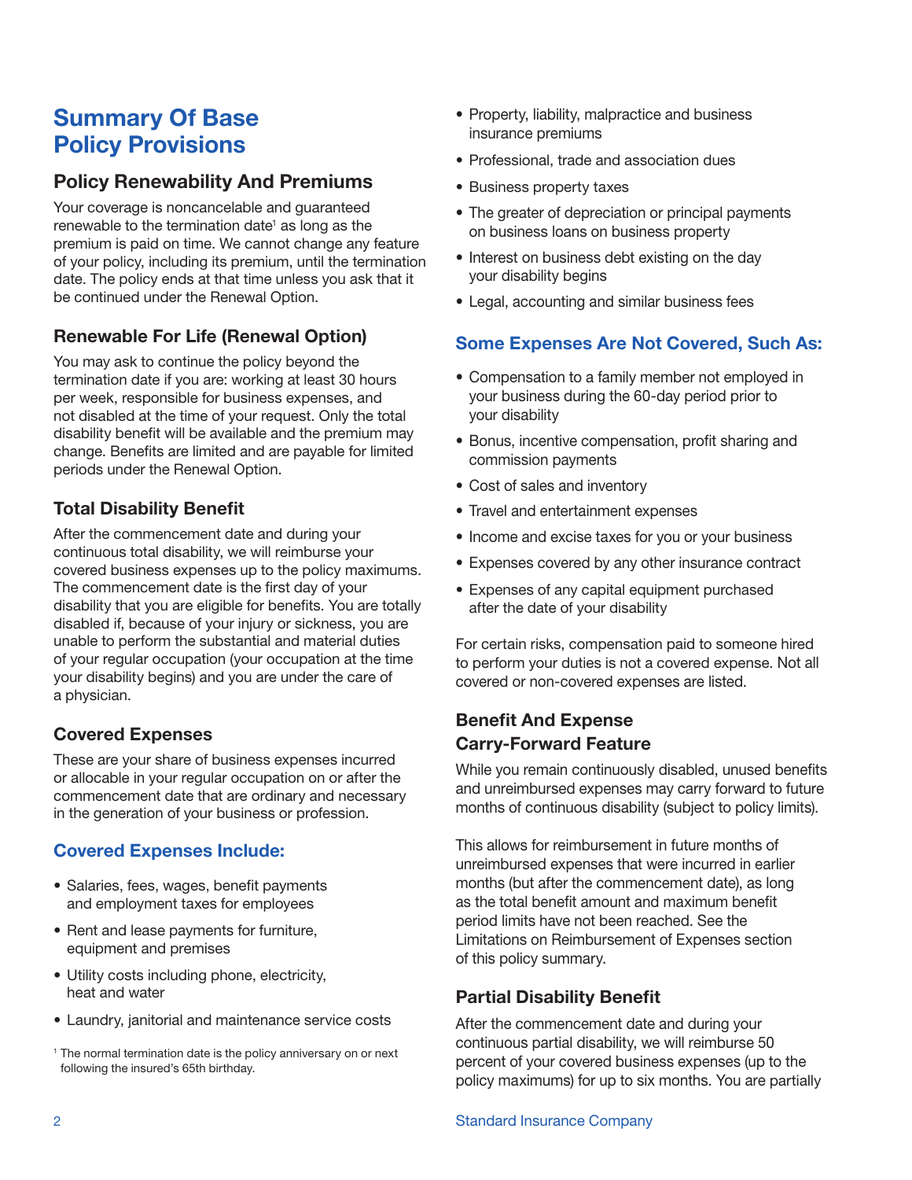# Summary Of Base Policy Provisions

## Policy Renewability And Premiums

Your coverage is noncancelable and guaranteed renewable to the termination date[1] as long as the premium is paid on time. We cannot change any feature of your policy, including its premium, until the termination date. The policy ends at that time unless you ask that it be continued under the Renewal Option.

## Renewable For Life (Renewal Option)

You may ask to continue the policy beyond the termination date if you are: working at least 30 hours per week, responsible for business expenses, and not disabled at the time of your request. Only the total disability benefit will be available and the premium may change. Benefits are limited and are payable for limited periods under the Renewal Option.

## Total Disability Benefit

After the commencement date and during your continuous total disability, we will reimburse your covered business expenses up to the policy maximums. The commencement date is the first day of your disability that you are eligible for benefits. You are totally disabled if, because of your injury or sickness, you are unable to perform the substantial and material duties of your regular occupation (your occupation at the time your disability begins) and you are under the care of a physician.

## Covered Expenses

These are your share of business expenses incurred or allocable in your regular occupation on or after the commencement date that are ordinary and necessary in the generation of your business or profession.

### Covered Expenses Include:

- Salaries, fees, wages, benefit payments and employment taxes for employees
- Rent and lease payments for furniture, equipment and premises
- Utility costs including phone, electricity, heat and water
- Laundry, janitorial and maintenance service costs
- Property, liability, malpractice and business insurance premiums
- Professional, trade and association dues
- Business property taxes
- The greater of depreciation or principal payments on business loans on business property
- Interest on business debt existing on the day your disability begins
- Legal, accounting and similar business fees

### Some Expenses Are Not Covered, Such As:

- Compensation to a family member not employed in your business during the 60-day period prior to your disability
- Bonus, incentive compensation, profit sharing and commission payments
- Cost of sales and inventory
- Travel and entertainment expenses
- Income and excise taxes for you or your business
- Expenses covered by any other insurance contract
- Expenses of any capital equipment purchased after the date of your disability

For certain risks, compensation paid to someone hired to perform your duties is not a covered expense. Not all covered or non-covered expenses are listed.

## Benefit And Expense Carry-Forward Feature

While you remain continuously disabled, unused benefits and unreimbursed expenses may carry forward to future months of continuous disability (subject to policy limits).

This allows for reimbursement in future months of unreimbursed expenses that were incurred in earlier months (but after the commencement date), as long as the total benefit amount and maximum benefit period limits have not been reached. See the Limitations on Reimbursement of Expenses section of this policy summary.

## Partial Disability Benefit

After the commencement date and during your continuous partial disability, we will reimburse 50 percent of your covered business expenses (up to the policy maximums) for up to six months. You are partially

[1] The normal termination date is the policy anniversary on or next following the insured's 65th birthday.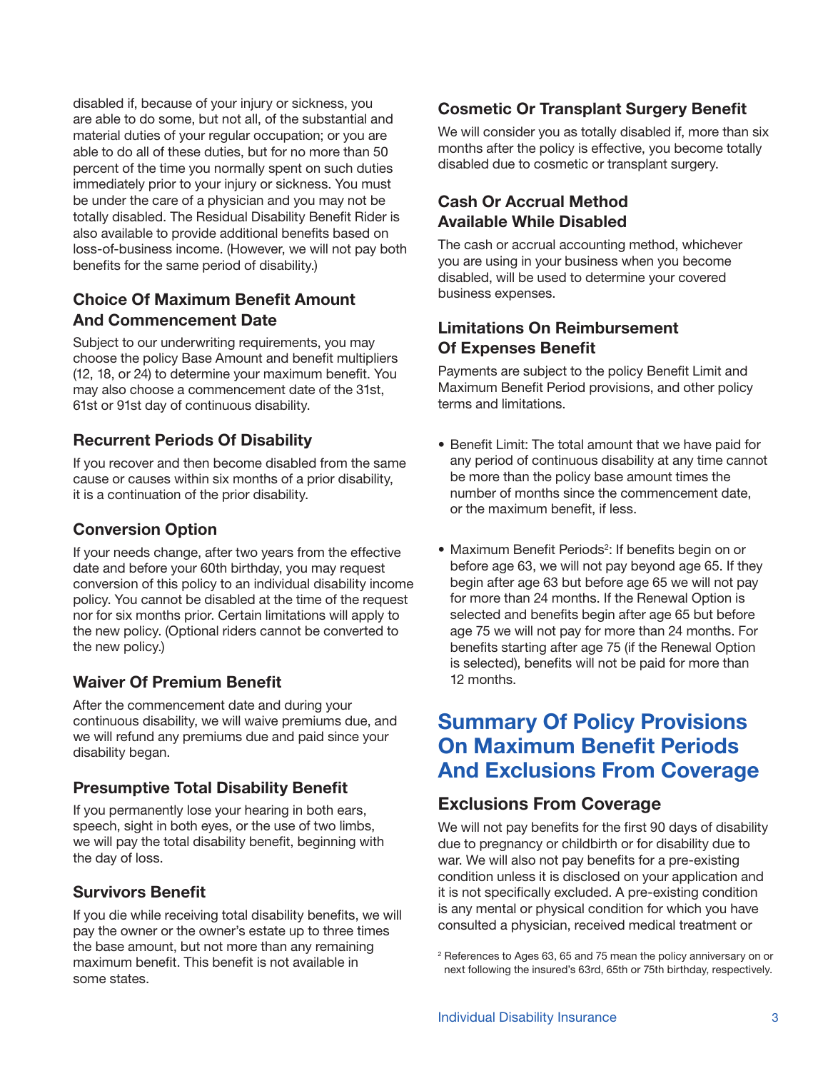disabled if, because of your injury or sickness, you are able to do some, but not all, of the substantial and material duties of your regular occupation; or you are able to do all of these duties, but for no more than 50 percent of the time you normally spent on such duties immediately prior to your injury or sickness. You must be under the care of a physician and you may not be totally disabled. The Residual Disability Benefit Rider is also available to provide additional benefits based on loss-of-business income. (However, we will not pay both benefits for the same period of disability.)

### Choice Of Maximum Benefit Amount And Commencement Date

Subject to our underwriting requirements, you may choose the policy Base Amount and benefit multipliers (12, 18, or 24) to determine your maximum benefit. You may also choose a commencement date of the 31st, 61st or 91st day of continuous disability.

### Recurrent Periods Of Disability

If you recover and then become disabled from the same cause or causes within six months of a prior disability, it is a continuation of the prior disability.

### Conversion Option

If your needs change, after two years from the effective date and before your 60th birthday, you may request conversion of this policy to an individual disability income policy. You cannot be disabled at the time of the request nor for six months prior. Certain limitations will apply to the new policy. (Optional riders cannot be converted to the new policy.)

### Waiver Of Premium Benefit

After the commencement date and during your continuous disability, we will waive premiums due, and we will refund any premiums due and paid since your disability began.

### Presumptive Total Disability Benefit

If you permanently lose your hearing in both ears, speech, sight in both eyes, or the use of two limbs, we will pay the total disability benefit, beginning with the day of loss.

### Survivors Benefit

If you die while receiving total disability benefits, we will pay the owner or the owner's estate up to three times the base amount, but not more than any remaining maximum benefit. This benefit is not available in some states.

### Cosmetic Or Transplant Surgery Benefit

We will consider you as totally disabled if, more than six months after the policy is effective, you become totally disabled due to cosmetic or transplant surgery.

### Cash Or Accrual Method Available While Disabled

The cash or accrual accounting method, whichever you are using in your business when you become disabled, will be used to determine your covered business expenses.

### Limitations On Reimbursement Of Expenses Benefit

Payments are subject to the policy Benefit Limit and Maximum Benefit Period provisions, and other policy terms and limitations.

- Benefit Limit: The total amount that we have paid for any period of continuous disability at any time cannot be more than the policy base amount times the number of months since the commencement date, or the maximum benefit, if less.
- Maximum Benefit Periods[2]: If benefits begin on or before age 63, we will not pay beyond age 65. If they begin after age 63 but before age 65 we will not pay for more than 24 months. If the Renewal Option is selected and benefits begin after age 65 but before age 75 we will not pay for more than 24 months. For benefits starting after age 75 (if the Renewal Option is selected), benefits will not be paid for more than 12 months.

## Summary Of Policy Provisions On Maximum Benefit Periods And Exclusions From Coverage

### Exclusions From Coverage

We will not pay benefits for the first 90 days of disability due to pregnancy or childbirth or for disability due to war. We will also not pay benefits for a pre-existing condition unless it is disclosed on your application and it is not specifically excluded. A pre-existing condition is any mental or physical condition for which you have consulted a physician, received medical treatment or

[2] References to Ages 63, 65 and 75 mean the policy anniversary on or next following the insured's 63rd, 65th or 75th birthday, respectively.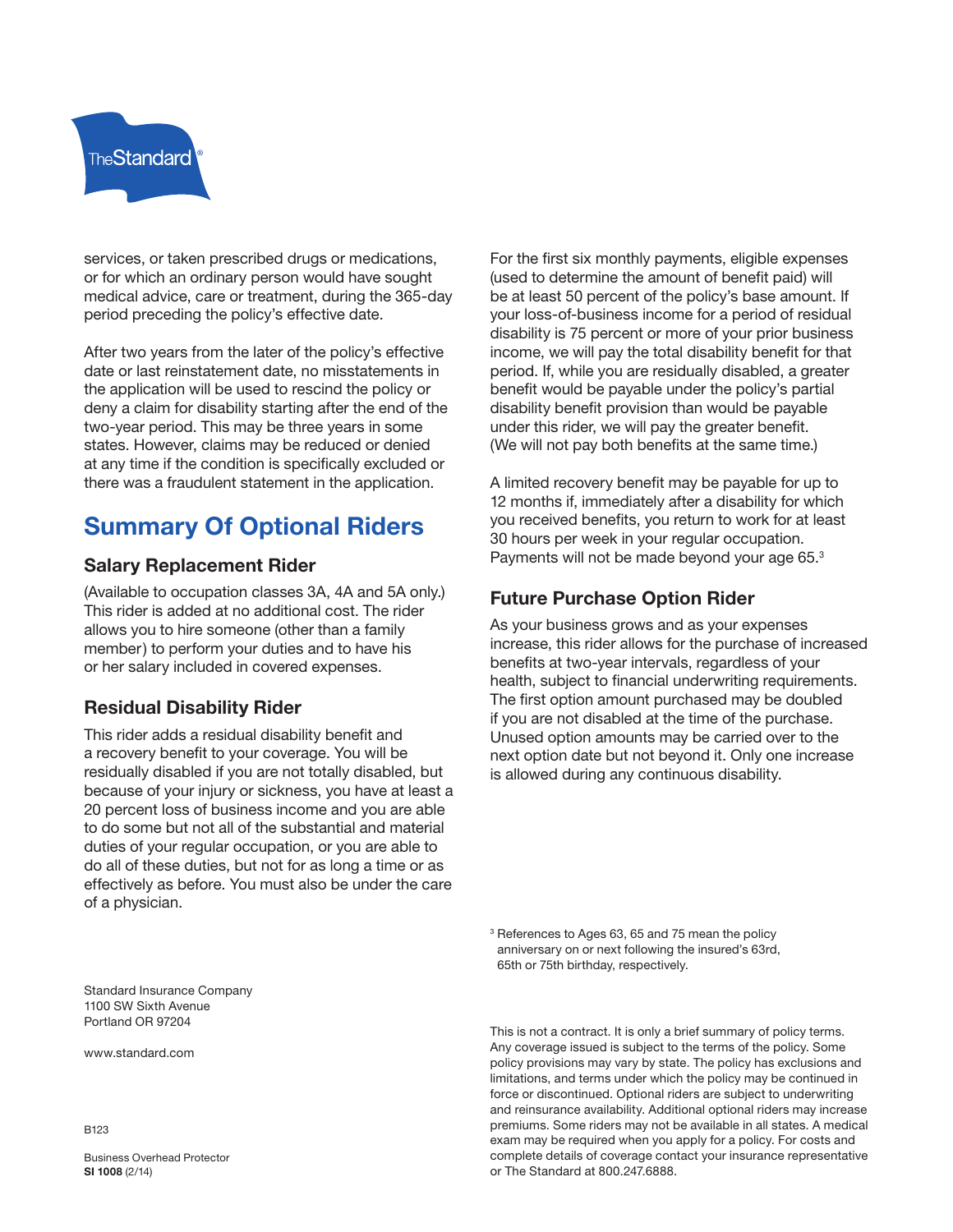services, or taken prescribed drugs or medications, or for which an ordinary person would have sought medical advice, care or treatment, during the 365-day period preceding the policy's effective date.

After two years from the later of the policy's effective date or last reinstatement date, no misstatements in the application will be used to rescind the policy or deny a claim for disability starting after the end of the two-year period. This may be three years in some states. However, claims may be reduced or denied at any time if the condition is specifically excluded or there was a fraudulent statement in the application.

## Summary Of Optional Riders

### Salary Replacement Rider

(Available to occupation classes 3A, 4A and 5A only.) This rider is added at no additional cost. The rider allows you to hire someone (other than a family member) to perform your duties and to have his or her salary included in covered expenses.

### Residual Disability Rider

This rider adds a residual disability benefit and a recovery benefit to your coverage. You will be residually disabled if you are not totally disabled, but because of your injury or sickness, you have at least a 20 percent loss of business income and you are able to do some but not all of the substantial and material duties of your regular occupation, or you are able to do all of these duties, but not for as long a time or as effectively as before. You must also be under the care of a physician.

For the first six monthly payments, eligible expenses (used to determine the amount of benefit paid) will be at least 50 percent of the policy's base amount. If your loss-of-business income for a period of residual disability is 75 percent or more of your prior business income, we will pay the total disability benefit for that period. If, while you are residually disabled, a greater benefit would be payable under the policy's partial disability benefit provision than would be payable under this rider, we will pay the greater benefit. (We will not pay both benefits at the same time.)

A limited recovery benefit may be payable for up to 12 months if, immediately after a disability for which you received benefits, you return to work for at least 30 hours per week in your regular occupation. Payments will not be made beyond your age 65.[3]

### Future Purchase Option Rider

As your business grows and as your expenses increase, this rider allows for the purchase of increased benefits at two-year intervals, regardless of your health, subject to financial underwriting requirements. The first option amount purchased may be doubled if you are not disabled at the time of the purchase. Unused option amounts may be carried over to the next option date but not beyond it. Only one increase is allowed during any continuous disability.

[3] References to Ages 63, 65 and 75 mean the policy anniversary on or next following the insured's 63rd, 65th or 75th birthday, respectively.

Standard Insurance Company
1100 SW Sixth Avenue
Portland OR 97204

www.standard.com

B123

Business Overhead Protector
**SI 1008** (2/14)

This is not a contract. It is only a brief summary of policy terms. Any coverage issued is subject to the terms of the policy. Some policy provisions may vary by state. The policy has exclusions and limitations, and terms under which the policy may be continued in force or discontinued. Optional riders are subject to underwriting and reinsurance availability. Additional optional riders may increase premiums. Some riders may not be available in all states. A medical exam may be required when you apply for a policy. For costs and complete details of coverage contact your insurance representative or The Standard at 800.247.6888.